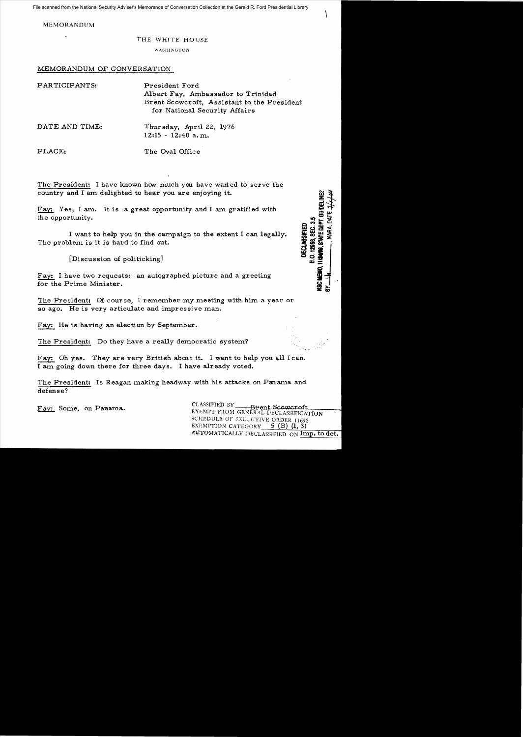File scanned from the National Security Adviser's Memoranda of Conversation Collection at the Gerald R. Ford Presidential Library

MEMORANDUM

THE WHITE HOUSE

WASHINGTON

MEMORANDUM OF CONVERSATION

PARTICIPANTS: President Ford
Albert Fay, Ambassador to Trinidad
Brent Scowcroft, Assistant to the President for National Security Affairs

DATE AND TIME: Thursday, April 22, 1976
12:15 - 12:40 a.m.

PLACE: The Oval Office

DECLASSIFIED
E.O. 12958, SEC. 3.5
NSC MEMO, 11/24/98, STATE DEPT. GUIDELINES
BY ___ NARA, DATE ___

The President: I have known how much you have wanted to serve the country and I am delighted to hear you are enjoying it.

Fay: Yes, I am. It is a great opportunity and I am gratified with the opportunity.

I want to help you in the campaign to the extent I can legally. The problem is it is hard to find out.

[Discussion of politicking]

Fay: I have two requests: an autographed picture and a greeting for the Prime Minister.

The President: Of course, I remember my meeting with him a year or so ago. He is very articulate and impressive man.

Fay: He is having an election by September.

The President: Do they have a really democratic system?

Fay: Oh yes. They are very British about it. I want to help you all I can. I am going down there for three days. I have already voted.

The President: Is Reagan making headway with his attacks on Panama and defense?

Fay: Some, on Panama.

CLASSIFIED BY Brent Scowcroft
EXEMPT FROM GENERAL DECLASSIFICATION SCHEDULE OF EXECUTIVE ORDER 11652
EXEMPTION CATEGORY 5 (B) (1, 3)
AUTOMATICALLY DECLASSIFIED ON Imp. to det.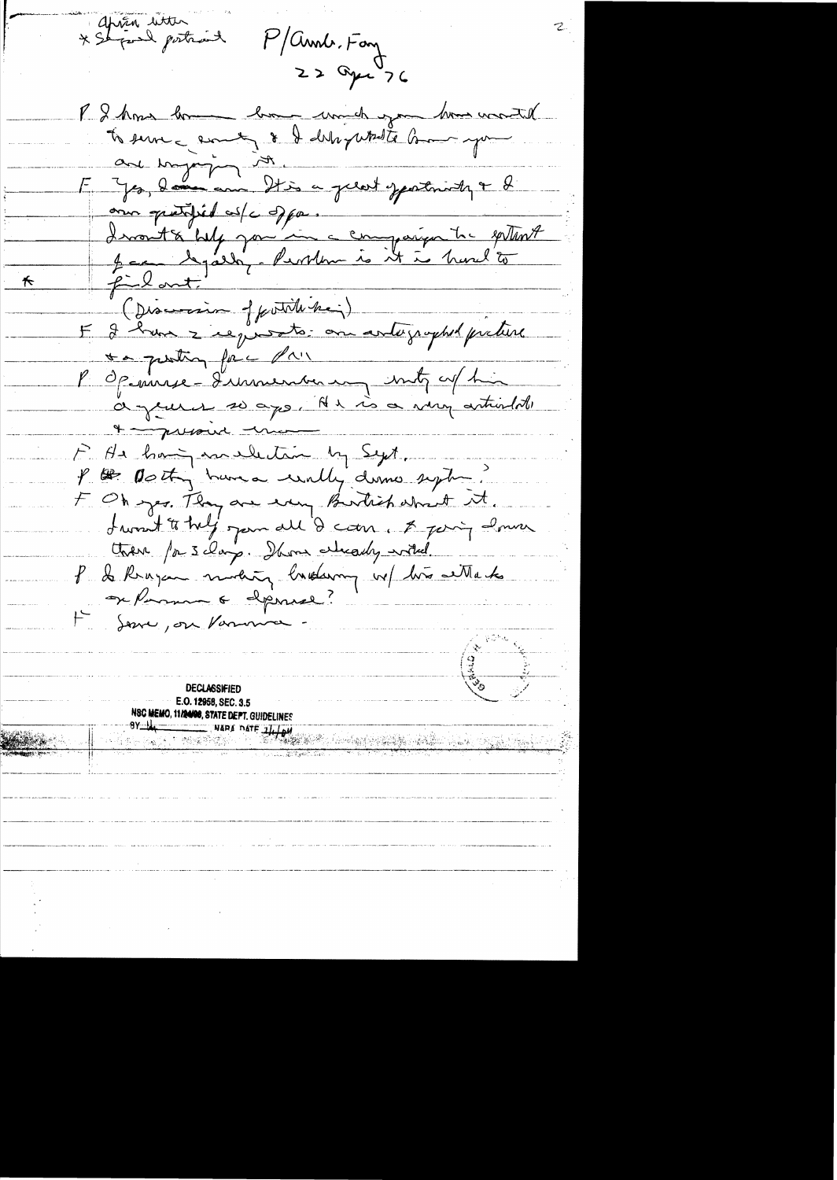Given letter
* Signed portrait

P/Amb. Fang
22 Apr 76

P I have known how much you have wanted to serve & country & I deeply appreciate how you are enjoying it.

F Yes, I am. It is a great opportunity & I am gratified w/c offer.

I want to help you in a campaign. The greatest [?] is loyalty. Problem is it is hard to find out.

* (Discussion of politics)

F I have 2 requests: an autographed picture & a painting for a [?]

P Openness - I remember my visit w/ him a year or so ago. He is a very articulate & impressive man.

F He having an election by Sept.

P Do they have a really democratic system?

F Oh yes. They are very British about it. I want to help you all I can. I am going down there for 3 days. I have already voted.

P Is Reagan making headway w/ his attacks on Panama & defense?

F Some, on Panama.

DECLASSIFIED
E.O. 12958, SEC. 3.5
NSC MEMO, 11/24/98, STATE DEPT. GUIDELINES
BY [?] NARA DATE [?]